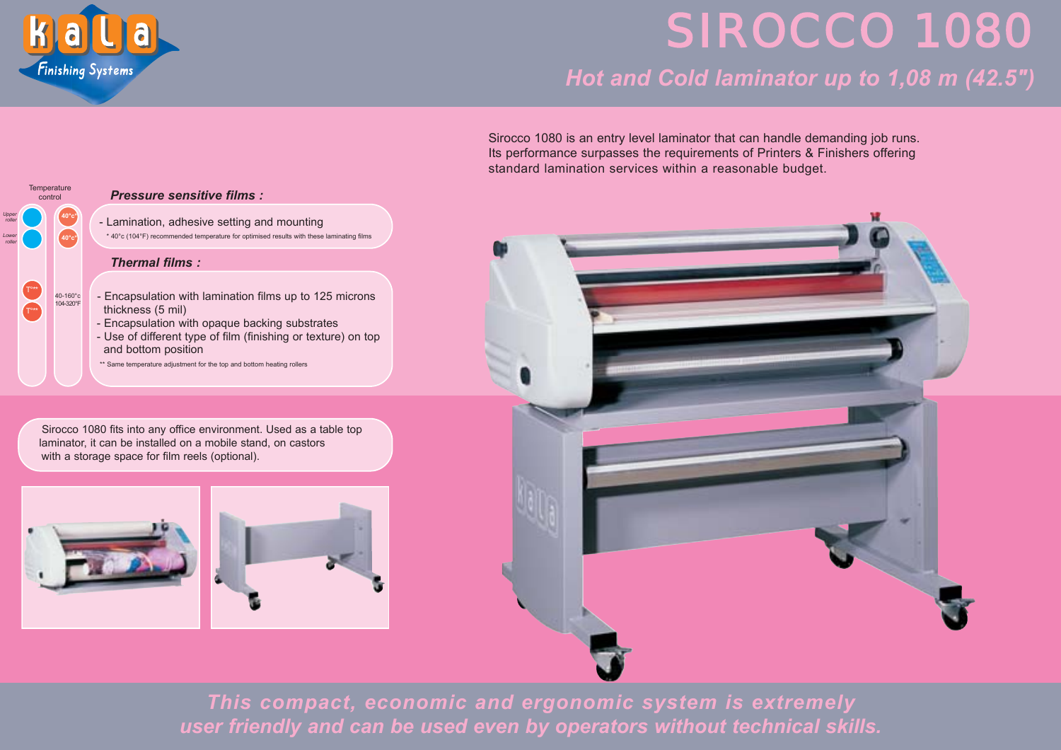# SIROCCO 1080

## *Hot and Cold laminator up to 1,08 m (42.5")*

Sirocco 1080 is an entry level laminator that can handle demanding job runs. Its performance surpasses the requirements of Printers & Finishers offering standard lamination services within a reasonable budget.

Temperature control

Upper roller

Lower roller

40°c*

40°c*

T°**

T°**

40-160°c
104-320°F

### *Pressure sensitive films :*

- Lamination, adhesive setting and mounting

\* 40°c (104°F) recommended temperature for optimised results with these laminating films

### *Thermal films :*

- Encapsulation with lamination films up to 125 microns thickness (5 mil)
- Encapsulation with opaque backing substrates
- Use of different type of film (finishing or texture) on top and bottom position

\*\* Same temperature adjustment for the top and bottom heating rollers

Sirocco 1080 fits into any office environment. Used as a table top laminator, it can be installed on a mobile stand, on castors with a storage space for film reels (optional).

*This compact, economic and ergonomic system is extremely user friendly and can be used even by operators without technical skills.*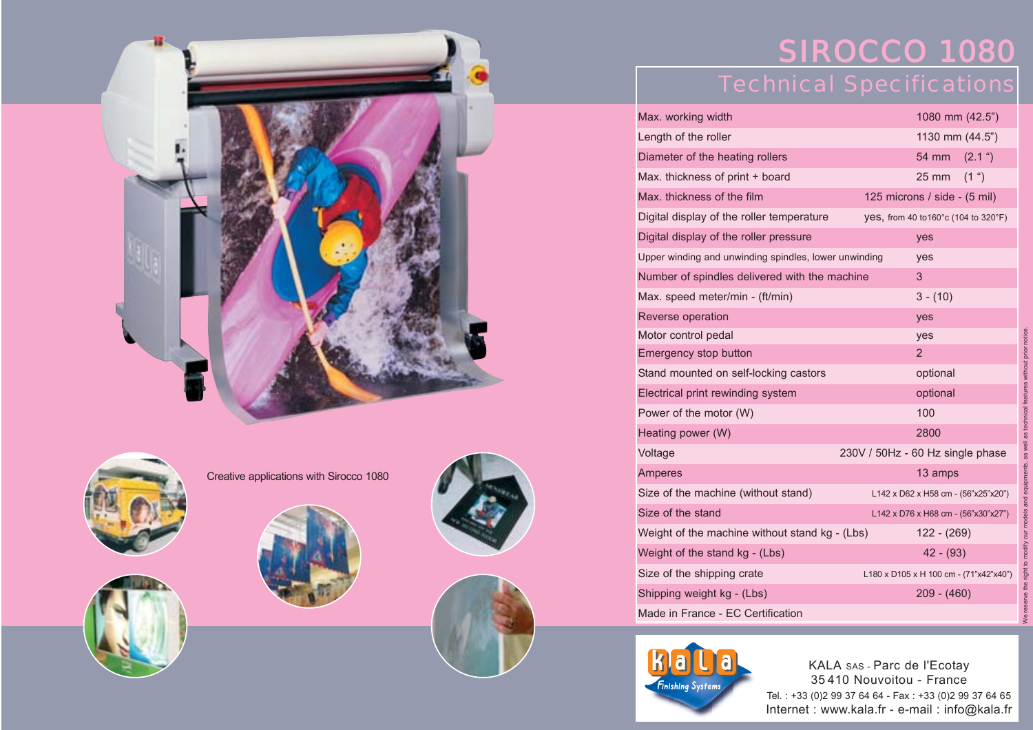# SIROCCO 1080

## Technical Specifications

| | |
|---|---|
| Max. working width | 1080 mm (42.5") |
| Length of the roller | 1130 mm (44.5") |
| Diameter of the heating rollers | 54 mm (2.1 ") |
| Max. thickness of print + board | 25 mm (1 ") |
| Max. thickness of the film | 125 microns / side - (5 mil) |
| Digital display of the roller temperature | yes, from 40 to160°c (104 to 320°F) |
| Digital display of the roller pressure | yes |
| Upper winding and unwinding spindles, lower unwinding | yes |
| Number of spindles delivered with the machine | 3 |
| Max. speed meter/min - (ft/min) | 3 - (10) |
| Reverse operation | yes |
| Motor control pedal | yes |
| Emergency stop button | 2 |
| Stand mounted on self-locking castors | optional |
| Electrical print rewinding system | optional |
| Power of the motor (W) | 100 |
| Heating power (W) | 2800 |
| Voltage | 230V / 50Hz - 60 Hz single phase |
| Amperes | 13 amps |
| Size of the machine (without stand) | L142 x D62 x H58 cm - (56"x25"x20") |
| Size of the stand | L142 x D76 x H68 cm - (56"x30"x27") |
| Weight of the machine without stand kg - (Lbs) | 122 - (269) |
| Weight of the stand kg - (Lbs) | 42 - (93) |
| Size of the shipping crate | L180 x D105 x H 100 cm - (71"x42"x40") |
| Shipping weight kg - (Lbs) | 209 - (460) |
| Made in France - EC Certification | |

We reserve the right to modify our models and equipments, as well as technical features without prior notice.

Creative applications with Sirocco 1080

KALA SAS - Parc de l'Ecotay
35410 Nouvoitou - France
Tel. : +33 (0)2 99 37 64 64 - Fax : +33 (0)2 99 37 64 65
Internet : www.kala.fr - e-mail : info@kala.fr